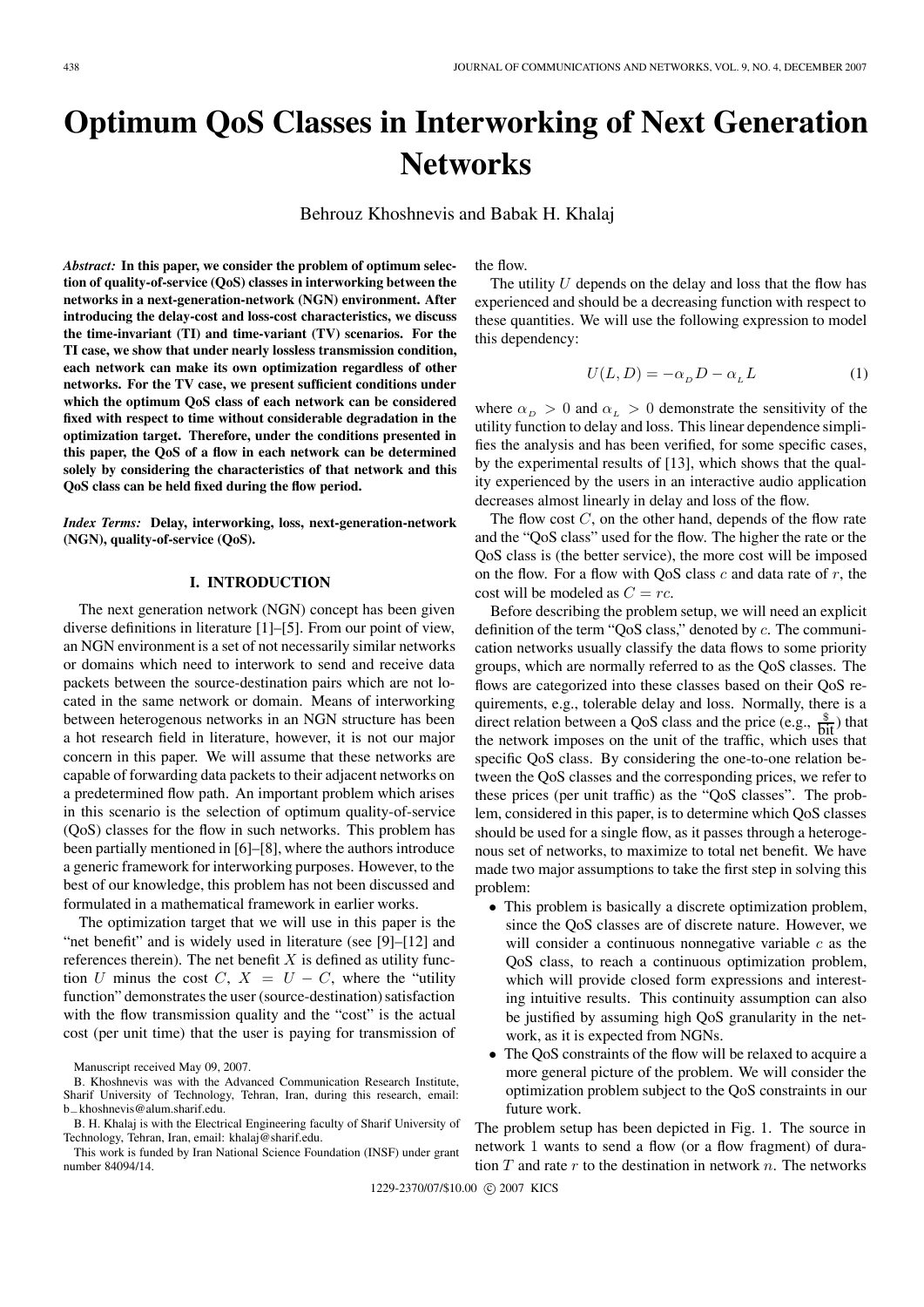# Optimum QoS Classes in Interworking of Next Generation Networks

Behrouz Khoshnevis and Babak H. Khalaj

***Abstract:*** **In this paper, we consider the problem of optimum selection of quality-of-service (QoS) classes in interworking between the networks in a next-generation-network (NGN) environment. After introducing the delay-cost and loss-cost characteristics, we discuss the time-invariant (TI) and time-variant (TV) scenarios. For the TI case, we show that under nearly lossless transmission condition, each network can make its own optimization regardless of other networks. For the TV case, we present sufficient conditions under which the optimum QoS class of each network can be considered fixed with respect to time without considerable degradation in the optimization target. Therefore, under the conditions presented in this paper, the QoS of a flow in each network can be determined solely by considering the characteristics of that network and this QoS class can be held fixed during the flow period.**

***Index Terms:*** **Delay, interworking, loss, next-generation-network (NGN), quality-of-service (QoS).**

## I. INTRODUCTION

The next generation network (NGN) concept has been given diverse definitions in literature [1]–[5]. From our point of view, an NGN environment is a set of not necessarily similar networks or domains which need to interwork to send and receive data packets between the source-destination pairs which are not located in the same network or domain. Means of interworking between heterogenous networks in an NGN structure has been a hot research field in literature, however, it is not our major concern in this paper. We will assume that these networks are capable of forwarding data packets to their adjacent networks on a predetermined flow path. An important problem which arises in this scenario is the selection of optimum quality-of-service (QoS) classes for the flow in such networks. This problem has been partially mentioned in [6]–[8], where the authors introduce a generic framework for interworking purposes. However, to the best of our knowledge, this problem has not been discussed and formulated in a mathematical framework in earlier works.

The optimization target that we will use in this paper is the "net benefit" and is widely used in literature (see [9]–[12] and references therein). The net benefit $X$ is defined as utility function $U$ minus the cost $C$, $X = U - C$, where the "utility function" demonstrates the user (source-destination) satisfaction with the flow transmission quality and the "cost" is the actual cost (per unit time) that the user is paying for transmission of the flow.

The utility $U$ depends on the delay and loss that the flow has experienced and should be a decreasing function with respect to these quantities. We will use the following expression to model this dependency:

$$U(L, D) = -\alpha_D D - \alpha_L L \tag{1}$$

where $\alpha_D > 0$ and $\alpha_L > 0$ demonstrate the sensitivity of the utility function to delay and loss. This linear dependence simplifies the analysis and has been verified, for some specific cases, by the experimental results of [13], which shows that the quality experienced by the users in an interactive audio application decreases almost linearly in delay and loss of the flow.

The flow cost $C$, on the other hand, depends of the flow rate and the "QoS class" used for the flow. The higher the rate or the QoS class is (the better service), the more cost will be imposed on the flow. For a flow with QoS class $c$ and data rate of $r$, the cost will be modeled as $C = rc$.

Before describing the problem setup, we will need an explicit definition of the term "QoS class," denoted by $c$. The communication networks usually classify the data flows to some priority groups, which are normally referred to as the QoS classes. The flows are categorized into these classes based on their QoS requirements, e.g., tolerable delay and loss. Normally, there is a direct relation between a QoS class and the price (e.g., $\frac{\$}{\text{bit}}$) that the network imposes on the unit of the traffic, which uses that specific QoS class. By considering the one-to-one relation between the QoS classes and the corresponding prices, we refer to these prices (per unit traffic) as the "QoS classes". The problem, considered in this paper, is to determine which QoS classes should be used for a single flow, as it passes through a heterogeneous set of networks, to maximize to total net benefit. We have made two major assumptions to take the first step in solving this problem:

- This problem is basically a discrete optimization problem, since the QoS classes are of discrete nature. However, we will consider a continuous nonnegative variable $c$ as the QoS class, to reach a continuous optimization problem, which will provide closed form expressions and interesting intuitive results. This continuity assumption can also be justified by assuming high QoS granularity in the network, as it is expected from NGNs.
- The QoS constraints of the flow will be relaxed to acquire a more general picture of the problem. We will consider the optimization problem subject to the QoS constraints in our future work.

The problem setup has been depicted in Fig. 1. The source in network 1 wants to send a flow (or a flow fragment) of duration $T$ and rate $r$ to the destination in network $n$. The networks

Manuscript received May 09, 2007.

B. Khoshnevis was with the Advanced Communication Research Institute, Sharif University of Technology, Tehran, Iran, during this research, email: b_khoshnevis@alum.sharif.edu.

B. H. Khalaj is with the Electrical Engineering faculty of Sharif University of Technology, Tehran, Iran, email: khalaj@sharif.edu.

This work is funded by Iran National Science Foundation (INSF) under grant number 84094/14.

1229-2370/07/$10.00 © 2007 KICS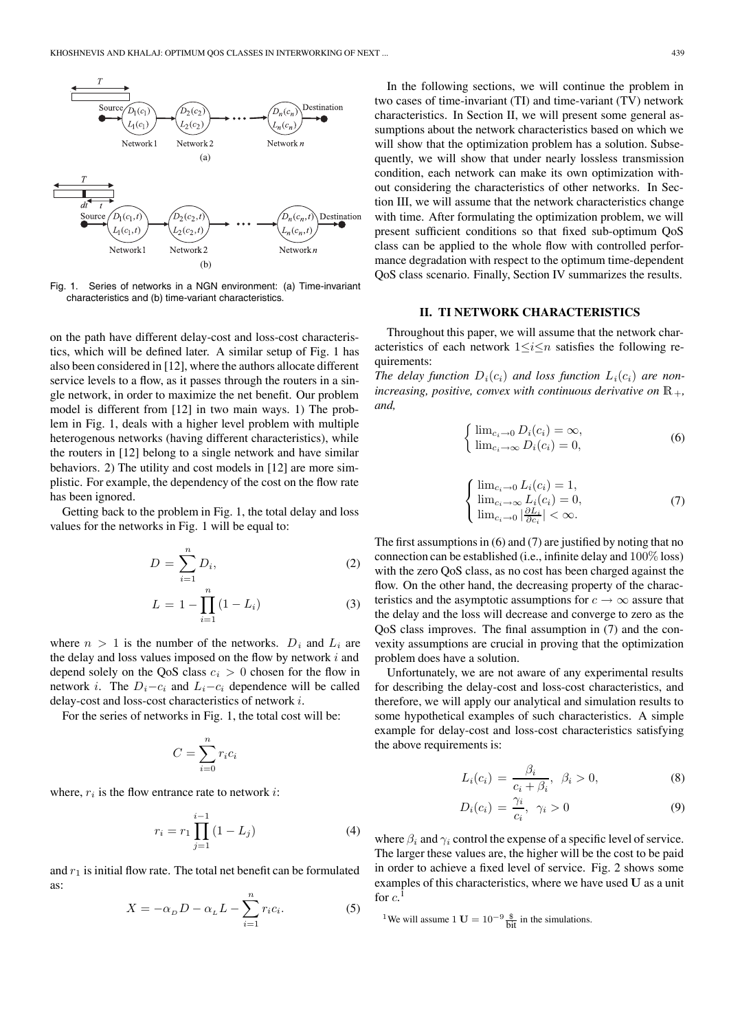Fig. 1. Series of networks in a NGN environment: (a) Time-invariant characteristics and (b) time-variant characteristics.

on the path have different delay-cost and loss-cost characteristics, which will be defined later. A similar setup of Fig. 1 has also been considered in [12], where the authors allocate different service levels to a flow, as it passes through the routers in a single network, in order to maximize the net benefit. Our problem model is different from [12] in two main ways. 1) The problem in Fig. 1, deals with a higher level problem with multiple heterogenous networks (having different characteristics), while the routers in [12] belong to a single network and have similar behaviors. 2) The utility and cost models in [12] are more simplistic. For example, the dependency of the cost on the flow rate has been ignored.

Getting back to the problem in Fig. 1, the total delay and loss values for the networks in Fig. 1 will be equal to:

$$D = \sum_{i=1}^{n} D_i, \tag{2}$$

$$L = 1 - \prod_{i=1}^{n} (1 - L_i) \tag{3}$$

where $n > 1$ is the number of the networks. $D_i$ and $L_i$ are the delay and loss values imposed on the flow by network $i$ and depend solely on the QoS class $c_i > 0$ chosen for the flow in network $i$. The $D_i$–$c_i$ and $L_i$–$c_i$ dependence will be called delay-cost and loss-cost characteristics of network $i$.

For the series of networks in Fig. 1, the total cost will be:

$$C = \sum_{i=0}^{n} r_i c_i$$

where, $r_i$ is the flow entrance rate to network $i$:

$$r_i = r_1 \prod_{j=1}^{i-1} (1 - L_j) \tag{4}$$

and $r_1$ is initial flow rate. The total net benefit can be formulated as:

$$X = -\alpha_D D - \alpha_L L - \sum_{i=1}^{n} r_i c_i. \tag{5}$$

In the following sections, we will continue the problem in two cases of time-invariant (TI) and time-variant (TV) network characteristics. In Section II, we will present some general assumptions about the network characteristics based on which we will show that the optimization problem has a solution. Subsequently, we will show that under nearly lossless transmission condition, each network can make its own optimization without considering the characteristics of other networks. In Section III, we will assume that the network characteristics change with time. After formulating the optimization problem, we will present sufficient conditions so that fixed sub-optimum QoS class can be applied to the whole flow with controlled performance degradation with respect to the optimum time-dependent QoS class scenario. Finally, Section IV summarizes the results.

## II. TI Network Characteristics

Throughout this paper, we will assume that the network characteristics of each network $1 \leq i \leq n$ satisfies the following requirements:

*The delay function $D_i(c_i)$ and loss function $L_i(c_i)$ are non-increasing, positive, convex with continuous derivative on $\mathbb{R}_+$, and,*

$$\begin{cases} \lim_{c_i \to 0} D_i(c_i) = \infty, \\ \lim_{c_i \to \infty} D_i(c_i) = 0, \end{cases} \tag{6}$$

$$\begin{cases} \lim_{c_i \to 0} L_i(c_i) = 1, \\ \lim_{c_i \to \infty} L_i(c_i) = 0, \\ \lim_{c_i \to 0} |\frac{\partial L_i}{\partial c_i}| < \infty. \end{cases} \tag{7}$$

The first assumptions in (6) and (7) are justified by noting that no connection can be established (i.e., infinite delay and $100\%$ loss) with the zero QoS class, as no cost has been charged against the flow. On the other hand, the decreasing property of the characteristics and the asymptotic assumptions for $c \to \infty$ assure that the delay and the loss will decrease and converge to zero as the QoS class improves. The final assumption in (7) and the convexity assumptions are crucial in proving that the optimization problem does have a solution.

Unfortunately, we are not aware of any experimental results for describing the delay-cost and loss-cost characteristics, and therefore, we will apply our analytical and simulation results to some hypothetical examples of such characteristics. A simple example for delay-cost and loss-cost characteristics satisfying the above requirements is:

$$L_i(c_i) = \frac{\beta_i}{c_i + \beta_i}, \ \ \beta_i > 0, \tag{8}$$

$$D_i(c_i) = \frac{\gamma_i}{c_i}, \ \ \gamma_i > 0 \tag{9}$$

where $\beta_i$ and $\gamma_i$ control the expense of a specific level of service. The larger these values are, the higher will be the cost to be paid in order to achieve a fixed level of service. Fig. 2 shows some examples of this characteristics, where we have used $\mathbf{U}$ as a unit for $c$.[1]

[1] We will assume $1\ \mathbf{U} = 10^{-9} \frac{\$}{\text{bit}}$ in the simulations.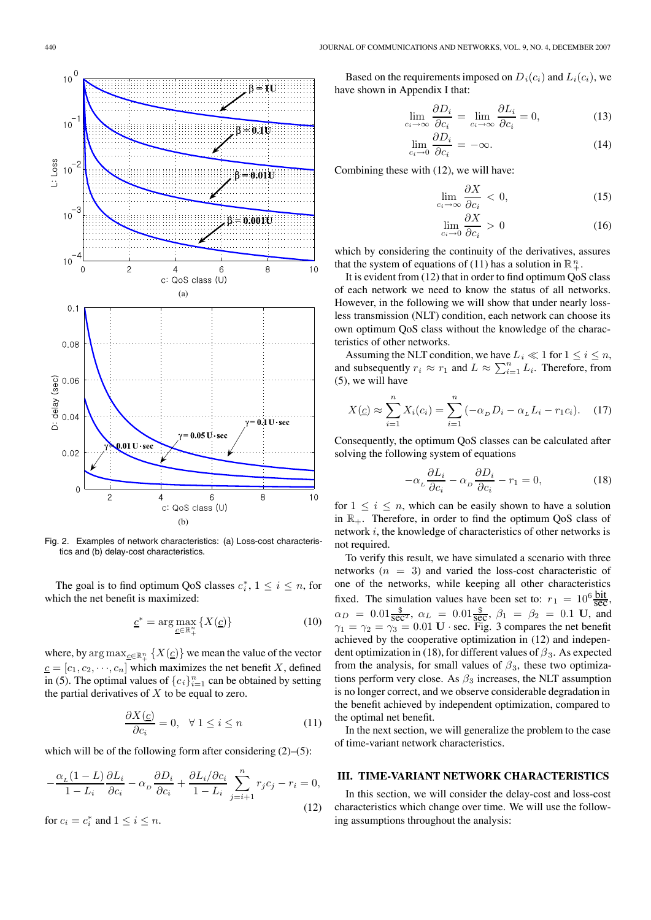Fig. 2. Examples of network characteristics: (a) Loss-cost characteristics and (b) delay-cost characteristics.

The goal is to find optimum QoS classes $c_i^*$, $1 \le i \le n$, for which the net benefit is maximized:

$$\underline{c}^* = \arg\max_{\underline{c} \in \mathbb{R}_+^n} \{X(\underline{c})\} \tag{10}$$

where, by $\arg\max_{\underline{c} \in \mathbb{R}_+^n} \{X(\underline{c})\}$ we mean the value of the vector $\underline{c} = [c_1, c_2, \cdots, c_n]$ which maximizes the net benefit $X$, defined in (5). The optimal values of $\{c_i\}_{i=1}^n$ can be obtained by setting the partial derivatives of $X$ to be equal to zero.

$$\frac{\partial X(\underline{c})}{\partial c_i} = 0, \quad \forall\, 1 \le i \le n \tag{11}$$

which will be of the following form after considering (2)–(5):

$$-\frac{\alpha_L (1-L)}{1-L_i}\frac{\partial L_i}{\partial c_i} - \alpha_D \frac{\partial D_i}{\partial c_i} + \frac{\partial L_i / \partial c_i}{1-L_i} \sum_{j=i+1}^{n} r_j c_j - r_i = 0, \tag{12}$$

for $c_i = c_i^*$ and $1 \le i \le n$.

Based on the requirements imposed on $D_i(c_i)$ and $L_i(c_i)$, we have shown in Appendix I that:

$$\lim_{c_i \to \infty} \frac{\partial D_i}{\partial c_i} = \lim_{c_i \to \infty} \frac{\partial L_i}{\partial c_i} = 0, \tag{13}$$

$$\lim_{c_i \to 0} \frac{\partial D_i}{\partial c_i} = -\infty. \tag{14}$$

Combining these with (12), we will have:

$$\lim_{c_i \to \infty} \frac{\partial X}{\partial c_i} < 0, \tag{15}$$

$$\lim_{c_i \to 0} \frac{\partial X}{\partial c_i} > 0 \tag{16}$$

which by considering the continuity of the derivatives, assures that the system of equations of (11) has a solution in $\mathbb{R}_+^n$.

It is evident from (12) that in order to find optimum QoS class of each network we need to know the status of all networks. However, in the following we will show that under nearly lossless transmission (NLT) condition, each network can choose its own optimum QoS class without the knowledge of the characteristics of other networks.

Assuming the NLT condition, we have $L_i \ll 1$ for $1 \le i \le n$, and subsequently $r_i \approx r_1$ and $L \approx \sum_{i=1}^n L_i$. Therefore, from (5), we will have

$$X(\underline{c}) \approx \sum_{i=1}^{n} X_i(c_i) = \sum_{i=1}^{n} (-\alpha_D D_i - \alpha_L L_i - r_1 c_i). \tag{17}$$

Consequently, the optimum QoS classes can be calculated after solving the following system of equations

$$-\alpha_L \frac{\partial L_i}{\partial c_i} - \alpha_D \frac{\partial D_i}{\partial c_i} - r_1 = 0, \tag{18}$$

for $1 \le i \le n$, which can be easily shown to have a solution in $\mathbb{R}_+$. Therefore, in order to find the optimum QoS class of network $i$, the knowledge of characteristics of other networks is not required.

To verify this result, we have simulated a scenario with three networks ($n = 3$) and varied the loss-cost characteristic of one of the networks, while keeping all other characteristics fixed. The simulation values have been set to: $r_1 = 10^6 \frac{\text{bit}}{\text{sec}}$, $\alpha_D = 0.01 \frac{\$}{\text{sec}^2}$, $\alpha_L = 0.01 \frac{\$}{\text{sec}}$, $\beta_1 = \beta_2 = 0.1$ **U**, and $\gamma_1 = \gamma_2 = \gamma_3 = 0.01$ **U** $\cdot$ sec. Fig. 3 compares the net benefit achieved by the cooperative optimization in (12) and independent optimization in (18), for different values of $\beta_3$. As expected from the analysis, for small values of $\beta_3$, these two optimizations perform very close. As $\beta_3$ increases, the NLT assumption is no longer correct, and we observe considerable degradation in the benefit achieved by independent optimization, compared to the optimal net benefit.

In the next section, we will generalize the problem to the case of time-variant network characteristics.

## III. TIME-VARIANT NETWORK CHARACTERISTICS

In this section, we will consider the delay-cost and loss-cost characteristics which change over time. We will use the following assumptions throughout the analysis: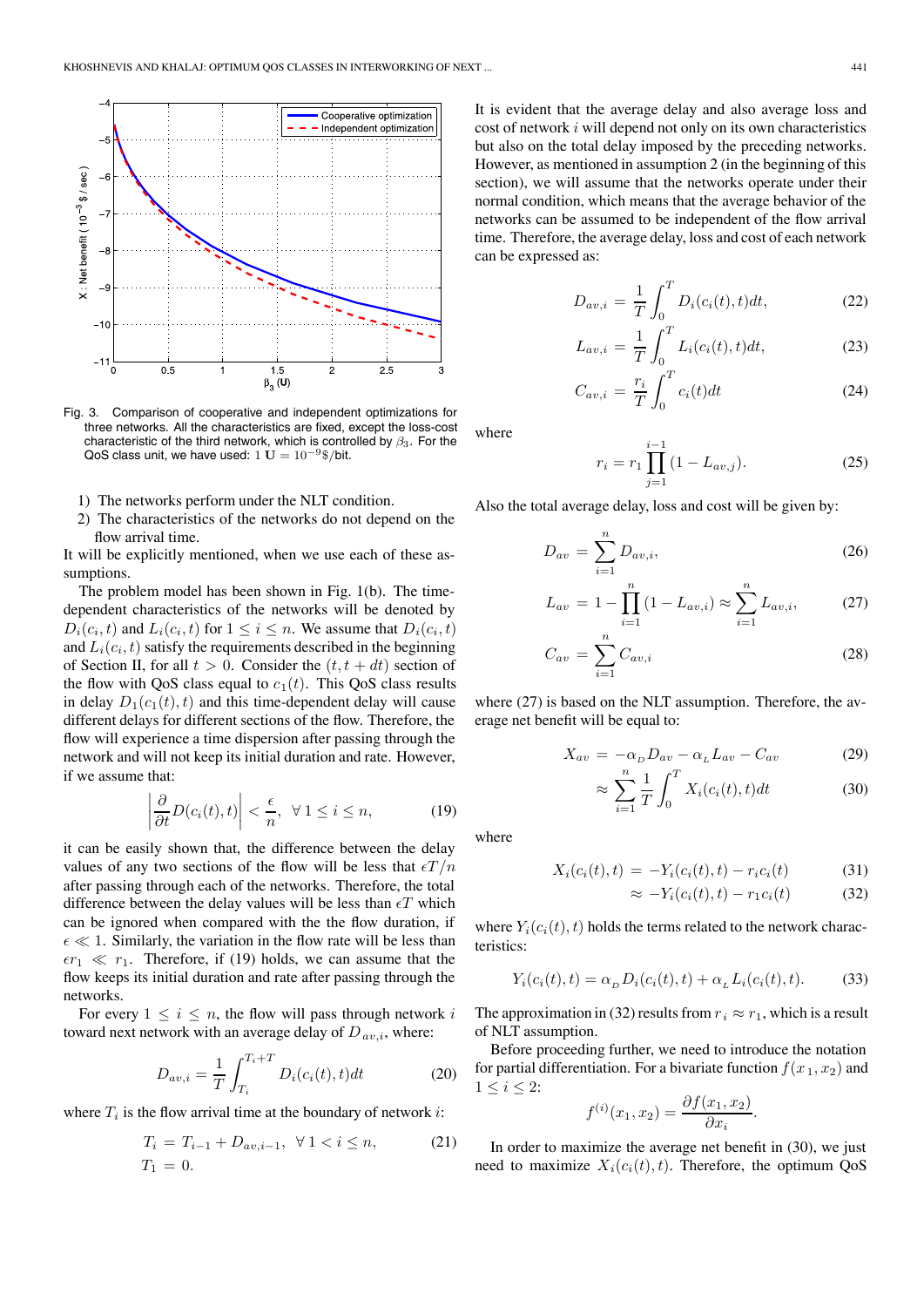Fig. 3. Comparison of cooperative and independent optimizations for three networks. All the characteristics are fixed, except the loss-cost characteristic of the third network, which is controlled by $\beta_3$. For the QoS class unit, we have used: $1\ \mathbf{U} = 10^{-9}\$/\text{bit}$.

1) The networks perform under the NLT condition.
2) The characteristics of the networks do not depend on the flow arrival time.

It will be explicitly mentioned, when we use each of these assumptions.

The problem model has been shown in Fig. 1(b). The time-dependent characteristics of the networks will be denoted by $D_i(c_i, t)$ and $L_i(c_i, t)$ for $1 \le i \le n$. We assume that $D_i(c_i, t)$ and $L_i(c_i, t)$ satisfy the requirements described in the beginning of Section II, for all $t > 0$. Consider the $(t, t + dt)$ section of the flow with QoS class equal to $c_1(t)$. This QoS class results in delay $D_1(c_1(t), t)$ and this time-dependent delay will cause different delays for different sections of the flow. Therefore, the flow will experience a time dispersion after passing through the network and will not keep its initial duration and rate. However, if we assume that:

$$\left| \frac{\partial}{\partial t} D(c_i(t), t) \right| < \frac{\epsilon}{n}, \quad \forall\, 1 \le i \le n, \tag{19}$$

it can be easily shown that, the difference between the delay values of any two sections of the flow will be less that $\epsilon T/n$ after passing through each of the networks. Therefore, the total difference between the delay values will be less than $\epsilon T$ which can be ignored when compared with the the flow duration, if $\epsilon \ll 1$. Similarly, the variation in the flow rate will be less than $\epsilon r_1 \ll r_1$. Therefore, if (19) holds, we can assume that the flow keeps its initial duration and rate after passing through the networks.

For every $1 \le i \le n$, the flow will pass through network $i$ toward next network with an average delay of $D_{av,i}$, where:

$$D_{av,i} = \frac{1}{T} \int_{T_i}^{T_i+T} D_i(c_i(t), t) dt \tag{20}$$

where $T_i$ is the flow arrival time at the boundary of network $i$:

$$\begin{aligned} T_i &= T_{i-1} + D_{av,i-1}, \quad \forall\, 1 < i \le n, \\ T_1 &= 0. \end{aligned} \tag{21}$$

It is evident that the average delay and also average loss and cost of network $i$ will depend not only on its own characteristics but also on the total delay imposed by the preceding networks. However, as mentioned in assumption 2 (in the beginning of this section), we will assume that the networks operate under their normal condition, which means that the average behavior of the networks can be assumed to be independent of the flow arrival time. Therefore, the average delay, loss and cost of each network can be expressed as:

$$D_{av,i} = \frac{1}{T} \int_0^T D_i(c_i(t), t) dt, \tag{22}$$

$$L_{av,i} = \frac{1}{T} \int_0^T L_i(c_i(t), t) dt, \tag{23}$$

$$C_{av,i} = \frac{r_i}{T} \int_0^T c_i(t) dt \tag{24}$$

where

$$r_i = r_1 \prod_{j=1}^{i-1} (1 - L_{av,j}). \tag{25}$$

Also the total average delay, loss and cost will be given by:

$$D_{av} = \sum_{i=1}^{n} D_{av,i}, \tag{26}$$

$$L_{av} = 1 - \prod_{i=1}^{n} (1 - L_{av,i}) \approx \sum_{i=1}^{n} L_{av,i}, \tag{27}$$

$$C_{av} = \sum_{i=1}^{n} C_{av,i} \tag{28}$$

where (27) is based on the NLT assumption. Therefore, the average net benefit will be equal to:

$$X_{av} = -\alpha_D D_{av} - \alpha_L L_{av} - C_{av} \tag{29}$$

$$\approx \sum_{i=1}^{n} \frac{1}{T} \int_0^T X_i(c_i(t), t) dt \tag{30}$$

where

$$X_i(c_i(t), t) = -Y_i(c_i(t), t) - r_i c_i(t) \tag{31}$$

$$\approx -Y_i(c_i(t), t) - r_1 c_i(t) \tag{32}$$

where $Y_i(c_i(t), t)$ holds the terms related to the network characteristics:

$$Y_i(c_i(t), t) = \alpha_D D_i(c_i(t), t) + \alpha_L L_i(c_i(t), t). \tag{33}$$

The approximation in (32) results from $r_i \approx r_1$, which is a result of NLT assumption.

Before proceeding further, we need to introduce the notation for partial differentiation. For a bivariate function $f(x_1, x_2)$ and $1 \le i \le 2$:

$$f^{(i)}(x_1, x_2) = \frac{\partial f(x_1, x_2)}{\partial x_i}.$$

In order to maximize the average net benefit in (30), we just need to maximize $X_i(c_i(t), t)$. Therefore, the optimum QoS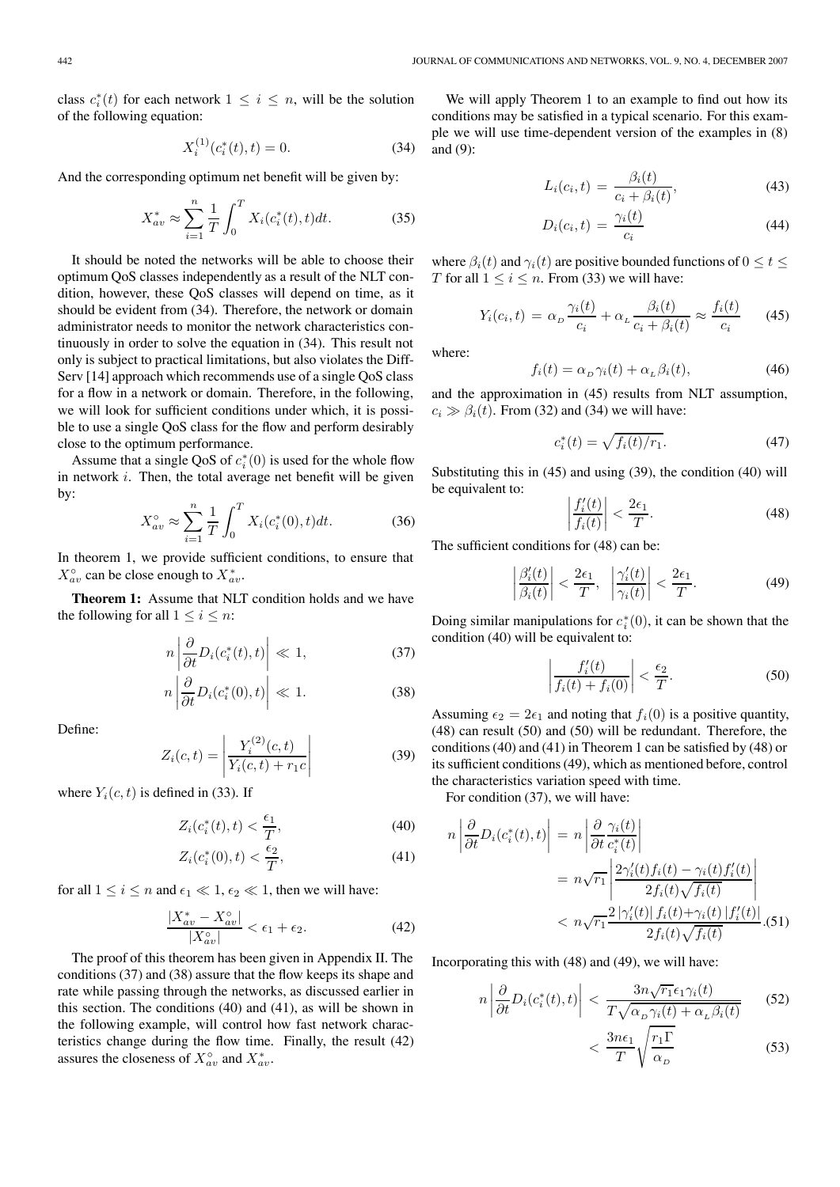class $c_i^*(t)$ for each network $1 \leq i \leq n$, will be the solution of the following equation:

$$X_i^{(1)}(c_i^*(t), t) = 0. \tag{34}$$

And the corresponding optimum net benefit will be given by:

$$X_{av}^* \approx \sum_{i=1}^{n} \frac{1}{T} \int_0^T X_i(c_i^*(t), t) dt. \tag{35}$$

It should be noted the networks will be able to choose their optimum QoS classes independently as a result of the NLT condition, however, these QoS classes will depend on time, as it should be evident from (34). Therefore, the network or domain administrator needs to monitor the network characteristics continuously in order to solve the equation in (34). This result not only is subject to practical limitations, but also violates the DiffServ [14] approach which recommends use of a single QoS class for a flow in a network or domain. Therefore, in the following, we will look for sufficient conditions under which, it is possible to use a single QoS class for the flow and perform desirably close to the optimum performance.

Assume that a single QoS of $c_i^*(0)$ is used for the whole flow in network $i$. Then, the total average net benefit will be given by:

$$X_{av}^\circ \approx \sum_{i=1}^{n} \frac{1}{T} \int_0^T X_i(c_i^*(0), t) dt. \tag{36}$$

In theorem 1, we provide sufficient conditions, to ensure that $X_{av}^\circ$ can be close enough to $X_{av}^*$.

**Theorem 1:** Assume that NLT condition holds and we have the following for all $1 \leq i \leq n$:

$$n \left| \frac{\partial}{\partial t} D_i(c_i^*(t), t) \right| \ll 1, \tag{37}$$

$$n \left| \frac{\partial}{\partial t} D_i(c_i^*(0), t) \right| \ll 1. \tag{38}$$

Define:

$$Z_i(c, t) = \left| \frac{Y_i^{(2)}(c, t)}{Y_i(c, t) + r_1 c} \right| \tag{39}$$

where $Y_i(c, t)$ is defined in (33). If

$$Z_i(c_i^*(t), t) < \frac{\epsilon_1}{T}, \tag{40}$$

$$Z_i(c_i^*(0), t) < \frac{\epsilon_2}{T}, \tag{41}$$

for all $1 \leq i \leq n$ and $\epsilon_1 \ll 1$, $\epsilon_2 \ll 1$, then we will have:

$$\frac{|X_{av}^* - X_{av}^\circ|}{|X_{av}^\circ|} < \epsilon_1 + \epsilon_2. \tag{42}$$

The proof of this theorem has been given in Appendix II. The conditions (37) and (38) assure that the flow keeps its shape and rate while passing through the networks, as discussed earlier in this section. The conditions (40) and (41), as will be shown in the following example, will control how fast network characteristics change during the flow time. Finally, the result (42) assures the closeness of $X_{av}^\circ$ and $X_{av}^*$.

We will apply Theorem 1 to an example to find out how its conditions may be satisfied in a typical scenario. For this example we will use time-dependent version of the examples in (8) and (9):

$$L_i(c_i, t) = \frac{\beta_i(t)}{c_i + \beta_i(t)}, \tag{43}$$

$$D_i(c_i, t) = \frac{\gamma_i(t)}{c_i} \tag{44}$$

where $\beta_i(t)$ and $\gamma_i(t)$ are positive bounded functions of $0 \leq t \leq T$ for all $1 \leq i \leq n$. From (33) we will have:

$$Y_i(c_i, t) = \alpha_D \frac{\gamma_i(t)}{c_i} + \alpha_L \frac{\beta_i(t)}{c_i + \beta_i(t)} \approx \frac{f_i(t)}{c_i} \tag{45}$$

where:

$$f_i(t) = \alpha_D \gamma_i(t) + \alpha_L \beta_i(t), \tag{46}$$

and the approximation in (45) results from NLT assumption, $c_i \gg \beta_i(t)$. From (32) and (34) we will have:

$$c_i^*(t) = \sqrt{f_i(t)/r_1}. \tag{47}$$

Substituting this in (45) and using (39), the condition (40) will be equivalent to:

$$\left| \frac{f_i'(t)}{f_i(t)} \right| < \frac{2\epsilon_1}{T}. \tag{48}$$

The sufficient conditions for (48) can be:

$$\left| \frac{\beta_i'(t)}{\beta_i(t)} \right| < \frac{2\epsilon_1}{T}, \quad \left| \frac{\gamma_i'(t)}{\gamma_i(t)} \right| < \frac{2\epsilon_1}{T}. \tag{49}$$

Doing similar manipulations for $c_i^*(0)$, it can be shown that the condition (40) will be equivalent to:

$$\left| \frac{f_i'(t)}{f_i(t) + f_i(0)} \right| < \frac{\epsilon_2}{T}. \tag{50}$$

Assuming $\epsilon_2 = 2\epsilon_1$ and noting that $f_i(0)$ is a positive quantity, (48) can result (50) and (50) will be redundant. Therefore, the conditions (40) and (41) in Theorem 1 can be satisfied by (48) or its sufficient conditions (49), which as mentioned before, control the characteristics variation speed with time.

For condition (37), we will have:

$$\begin{aligned}
n \left| \frac{\partial}{\partial t} D_i(c_i^*(t), t) \right| &= n \left| \frac{\partial}{\partial t} \frac{\gamma_i(t)}{c_i^*(t)} \right| \\
&= n\sqrt{r_1} \left| \frac{2\gamma_i'(t) f_i(t) - \gamma_i(t) f_i'(t)}{2 f_i(t) \sqrt{f_i(t)}} \right| \\
&< n\sqrt{r_1} \frac{2\,|\gamma_i'(t)|\, f_i(t) + \gamma_i(t)\,|f_i'(t)|}{2 f_i(t) \sqrt{f_i(t)}}.
\end{aligned} \tag{51}$$

Incorporating this with (48) and (49), we will have:

$$n \left| \frac{\partial}{\partial t} D_i(c_i^*(t), t) \right| < \frac{3n\sqrt{r_1}\epsilon_1 \gamma_i(t)}{T\sqrt{\alpha_D \gamma_i(t) + \alpha_L \beta_i(t)}} \tag{52}$$

$$< \frac{3n\epsilon_1}{T} \sqrt{\frac{r_1 \Gamma}{\alpha_D}} \tag{53}$$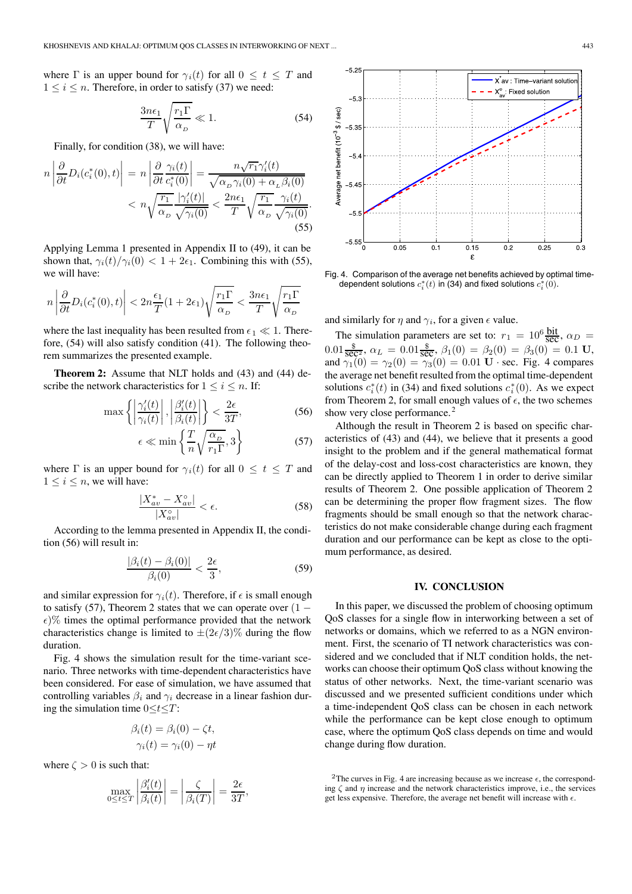where $\Gamma$ is an upper bound for $\gamma_i(t)$ for all $0 \leq t \leq T$ and $1 \leq i \leq n$. Therefore, in order to satisfy (37) we need:

$$\frac{3n\epsilon_1}{T}\sqrt{\frac{r_1\Gamma}{\alpha_D}} \ll 1. \tag{54}$$

Finally, for condition (38), we will have:

$$\begin{aligned} n\left|\frac{\partial}{\partial t}D_i(c_i^*(0),t)\right| &= n\left|\frac{\partial}{\partial t}\frac{\gamma_i(t)}{c_i^*(0)}\right| = \frac{n\sqrt{r_1}\gamma_i'(t)}{\sqrt{\alpha_D\gamma_i(0)+\alpha_L\beta_i(0)}} \\ &< n\sqrt{\frac{r_1}{\alpha_D}}\frac{|\gamma_i'(t)|}{\sqrt{\gamma_i(0)}} < \frac{2n\epsilon_1}{T}\sqrt{\frac{r_1}{\alpha_D}}\frac{\gamma_i(t)}{\sqrt{\gamma_i(0)}}. \end{aligned} \tag{55}$$

Applying Lemma 1 presented in Appendix II to (49), it can be shown that, $\gamma_i(t)/\gamma_i(0) < 1 + 2\epsilon_1$. Combining this with (55), we will have:

$$n\left|\frac{\partial}{\partial t}D_i(c_i^*(0),t)\right| < 2n\frac{\epsilon_1}{T}(1+2\epsilon_1)\sqrt{\frac{r_1\Gamma}{\alpha_D}} < \frac{3n\epsilon_1}{T}\sqrt{\frac{r_1\Gamma}{\alpha_D}}$$

where the last inequality has been resulted from $\epsilon_1 \ll 1$. Therefore, (54) will also satisfy condition (41). The following theorem summarizes the presented example.

**Theorem 2:** Assume that NLT holds and (43) and (44) describe the network characteristics for $1 \leq i \leq n$. If:

$$\max\left\{\left|\frac{\gamma_i'(t)}{\gamma_i(t)}\right|, \left|\frac{\beta_i'(t)}{\beta_i(t)}\right|\right\} < \frac{2\epsilon}{3T}, \tag{56}$$

$$\epsilon \ll \min\left\{\frac{T}{n}\sqrt{\frac{\alpha_D}{r_1\Gamma}}, 3\right\} \tag{57}$$

where $\Gamma$ is an upper bound for $\gamma_i(t)$ for all $0 \leq t \leq T$ and $1 \leq i \leq n$, we will have:

$$\frac{|X_{av}^* - X_{av}^\circ|}{|X_{av}^\circ|} < \epsilon. \tag{58}$$

According to the lemma presented in Appendix II, the condition (56) will result in:

$$\frac{|\beta_i(t) - \beta_i(0)|}{\beta_i(0)} < \frac{2\epsilon}{3}, \tag{59}$$

and similar expression for $\gamma_i(t)$. Therefore, if $\epsilon$ is small enough to satisfy (57), Theorem 2 states that we can operate over $(1-\epsilon)\%$ times the optimal performance provided that the network characteristics change is limited to $\pm(2\epsilon/3)\%$ during the flow duration.

Fig. 4 shows the simulation result for the time-variant scenario. Three networks with time-dependent characteristics have been considered. For ease of simulation, we have assumed that controlling variables $\beta_i$ and $\gamma_i$ decrease in a linear fashion during the simulation time $0 \leq t \leq T$:

$$\beta_i(t) = \beta_i(0) - \zeta t,$$
$$\gamma_i(t) = \gamma_i(0) - \eta t$$

where $\zeta > 0$ is such that:

$$\max_{0\leq t\leq T}\left|\frac{\beta_i'(t)}{\beta_i(t)}\right| = \left|\frac{\zeta}{\beta_i(T)}\right| = \frac{2\epsilon}{3T},$$

and similarly for $\eta$ and $\gamma_i$, for a given $\epsilon$ value.

Fig. 4. Comparison of the average net benefits achieved by optimal time-dependent solutions $c_i^*(t)$ in (34) and fixed solutions $c_i^*(0)$.

The simulation parameters are set to: $r_1 = 10^6\,\frac{\text{bit}}{\text{sec}}$, $\alpha_D = 0.01\frac{\$}{\text{sec}^2}$, $\alpha_L = 0.01\frac{\$}{\text{sec}}$, $\beta_1(0) = \beta_2(0) = \beta_3(0) = 0.1$ **U**, and $\gamma_1(0) = \gamma_2(0) = \gamma_3(0) = 0.01$ **U** $\cdot$ sec. Fig. 4 compares the average net benefit resulted from the optimal time-dependent solutions $c_i^*(t)$ in (34) and fixed solutions $c_i^*(0)$. As we expect from Theorem 2, for small enough values of $\epsilon$, the two schemes show very close performance.[2]

Although the result in Theorem 2 is based on specific characteristics of (43) and (44), we believe that it presents a good insight to the problem and if the general mathematical format of the delay-cost and loss-cost characteristics are known, they can be directly applied to Theorem 1 in order to derive similar results of Theorem 2. One possible application of Theorem 2 can be determining the proper flow fragment sizes. The flow fragments should be small enough so that the network characteristics do not make considerable change during each fragment duration and our performance can be kept as close to the optimum performance, as desired.

## IV. CONCLUSION

In this paper, we discussed the problem of choosing optimum QoS classes for a single flow in interworking between a set of networks or domains, which we referred to as a NGN environment. First, the scenario of TI network characteristics was considered and we concluded that if NLT condition holds, the networks can choose their optimum QoS class without knowing the status of other networks. Next, the time-variant scenario was discussed and we presented sufficient conditions under which a time-independent QoS class can be chosen in each network while the performance can be kept close enough to optimum case, where the optimum QoS class depends on time and would change during flow duration.

[2] The curves in Fig. 4 are increasing because as we increase $\epsilon$, the corresponding $\zeta$ and $\eta$ increase and the network characteristics improve, i.e., the services get less expensive. Therefore, the average net benefit will increase with $\epsilon$.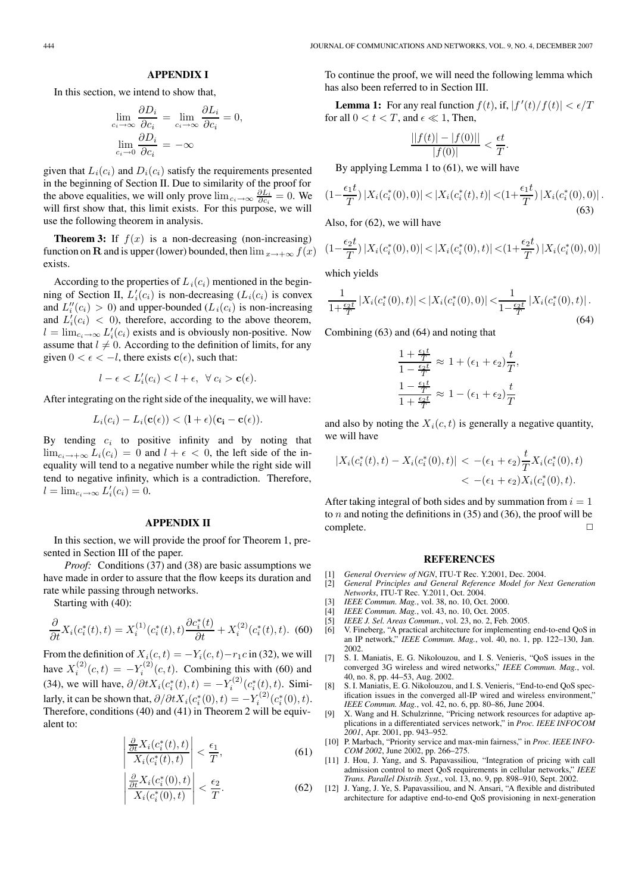## APPENDIX I

In this section, we intend to show that,

$$\lim_{c_i \to \infty} \frac{\partial D_i}{\partial c_i} = \lim_{c_i \to \infty} \frac{\partial L_i}{\partial c_i} = 0,$$
$$\lim_{c_i \to 0} \frac{\partial D_i}{\partial c_i} = -\infty$$

given that $L_i(c_i)$ and $D_i(c_i)$ satisfy the requirements presented in the beginning of Section II. Due to similarity of the proof for the above equalities, we will only prove $\lim_{c_i \to \infty} \frac{\partial L_i}{\partial c_i} = 0$. We will first show that, this limit exists. For this purpose, we will use the following theorem in analysis.

**Theorem 3:** If $f(x)$ is a non-decreasing (non-increasing) function on $\mathbf{R}$ and is upper (lower) bounded, then $\lim_{x \to +\infty} f(x)$ exists.

According to the properties of $L_i(c_i)$ mentioned in the beginning of Section II, $L_i'(c_i)$ is non-decreasing ($L_i(c_i)$ is convex and $L_i''(c_i) > 0$) and upper-bounded ($L_i(c_i)$ is non-increasing and $L_i'(c_i) < 0$), therefore, according to the above theorem, $l = \lim_{c_i \to \infty} L_i'(c_i)$ exists and is obviously non-positive. Now assume that $l \neq 0$. According to the definition of limits, for any given $0 < \epsilon < -l$, there exists $\mathbf{c}(\epsilon)$, such that:

$$l - \epsilon < L_i'(c_i) < l + \epsilon, \ \ \forall \ c_i > \mathbf{c}(\epsilon).$$

After integrating on the right side of the inequality, we will have:

$$L_i(c_i) - L_i(\mathbf{c}(\epsilon)) < (\mathbf{l} + \epsilon)(\mathbf{c_i} - \mathbf{c}(\epsilon)).$$

By tending $c_i$ to positive infinity and by noting that $\lim_{c_i \to +\infty} L_i(c_i) = 0$ and $l + \epsilon < 0$, the left side of the inequality will tend to a negative number while the right side will tend to negative infinity, which is a contradiction. Therefore, $l = \lim_{c_i \to \infty} L_i'(c_i) = 0$.

## APPENDIX II

In this section, we will provide the proof for Theorem 1, presented in Section III of the paper.

*Proof:* Conditions (37) and (38) are basic assumptions we have made in order to assure that the flow keeps its duration and rate while passing through networks.

Starting with (40):

$$\frac{\partial}{\partial t} X_i(c_i^*(t), t) = X_i^{(1)}(c_i^*(t), t) \frac{\partial c_i^*(t)}{\partial t} + X_i^{(2)}(c_i^*(t), t). \quad (60)$$

From the definition of $X_i(c, t) = -Y_i(c, t) - r_1 c$ in (32), we will have $X_i^{(2)}(c, t) = -Y_i^{(2)}(c, t)$. Combining this with (60) and (34), we will have, $\partial/\partial t X_i(c_i^*(t), t) = -Y_i^{(2)}(c_i^*(t), t)$. Similarly, it can be shown that, $\partial/\partial t X_i(c_i^*(0), t) = -Y_i^{(2)}(c_i^*(0), t)$. Therefore, conditions (40) and (41) in Theorem 2 will be equivalent to:

$$\left| \frac{\frac{\partial}{\partial t} X_i(c_i^*(t), t)}{X_i(c_i^*(t), t)} \right| < \frac{\epsilon_1}{T}, \quad (61)$$

$$\left| \frac{\frac{\partial}{\partial t} X_i(c_i^*(0), t)}{X_i(c_i^*(0), t)} \right| < \frac{\epsilon_2}{T}. \quad (62)$$

To continue the proof, we will need the following lemma which has also been referred to in Section III.

**Lemma 1:** For any real function $f(t)$, if, $|f'(t)/f(t)| < \epsilon/T$ for all $0 < t < T$, and $\epsilon \ll 1$, Then,

$$\frac{||f(t)| - |f(0)||}{|f(0)|} < \frac{\epsilon t}{T}.$$

By applying Lemma 1 to (61), we will have

$$(1 - \frac{\epsilon_1 t}{T}) \left| X_i(c_i^*(0), 0) \right| < \left| X_i(c_i^*(t), t) \right| < (1 + \frac{\epsilon_1 t}{T}) \left| X_i(c_i^*(0), 0) \right|. \quad (63)$$

Also, for (62), we will have

$$(1 - \frac{\epsilon_2 t}{T}) \left| X_i(c_i^*(0), 0) \right| < \left| X_i(c_i^*(0), t) \right| < (1 + \frac{\epsilon_2 t}{T}) \left| X_i(c_i^*(0), 0) \right|$$

which yields

$$\frac{1}{1 + \frac{\epsilon_2 t}{T}} \left| X_i(c_i^*(0), t) \right| < \left| X_i(c_i^*(0), 0) \right| < \frac{1}{1 - \frac{\epsilon_2 t}{T}} \left| X_i(c_i^*(0), t) \right|. \quad (64)$$

Combining (63) and (64) and noting that

$$\frac{1 + \frac{\epsilon_1 t}{T}}{1 - \frac{\epsilon_2 t}{T}} \approx 1 + (\epsilon_1 + \epsilon_2) \frac{t}{T},$$
$$\frac{1 - \frac{\epsilon_1 t}{T}}{1 + \frac{\epsilon_2 t}{T}} \approx 1 - (\epsilon_1 + \epsilon_2) \frac{t}{T}$$

and also by noting the $X_i(c, t)$ is generally a negative quantity, we will have

$$\begin{aligned} |X_i(c_i^*(t), t) - X_i(c_i^*(0), t)| &< -(\epsilon_1 + \epsilon_2) \frac{t}{T} X_i(c_i^*(0), t) \\ &< -(\epsilon_1 + \epsilon_2) X_i(c_i^*(0), t). \end{aligned}$$

After taking integral of both sides and by summation from $i = 1$ to $n$ and noting the definitions in (35) and (36), the proof will be complete. □

## REFERENCES

[1] *General Overview of NGN*, ITU-T Rec. Y.2001, Dec. 2004.
[2] *General Principles and General Reference Model for Next Generation Networks*, ITU-T Rec. Y.2011, Oct. 2004.
[3] *IEEE Commun. Mag.*, vol. 38, no. 10, Oct. 2000.
[4] *IEEE Commun. Mag.*, vol. 43, no. 10, Oct. 2005.
[5] *IEEE J. Sel. Areas Commun.*, vol. 23, no. 2, Feb. 2005.
[6] V. Fineberg, "A practical architecture for implementing end-to-end QoS in an IP network," *IEEE Commun. Mag.*, vol. 40, no. 1, pp. 122–130, Jan. 2002.
[7] S. I. Maniatis, E. G. Nikolouzou, and I. S. Venieris, "QoS issues in the converged 3G wireless and wired networks," *IEEE Commun. Mag.*, vol. 40, no. 8, pp. 44–53, Aug. 2002.
[8] S. I. Maniatis, E. G. Nikolouzou, and I. S. Venieris, "End-to-end QoS specification issues in the converged all-IP wired and wireless environment," *IEEE Commun. Mag.*, vol. 42, no. 6, pp. 80–86, June 2004.
[9] X. Wang and H. Schulzrinne, "Pricing network resources for adaptive applications in a differentiated services network," in *Proc. IEEE INFOCOM 2001*, Apr. 2001, pp. 943–952.
[10] P. Marbach, "Priority service and max-min fairness," in *Proc. IEEE INFOCOM 2002*, June 2002, pp. 266–275.
[11] J. Hou, J. Yang, and S. Papavassiliou, "Integration of pricing with call admission control to meet QoS requirements in cellular networks," *IEEE Trans. Parallel Distrib. Syst.*, vol. 13, no. 9, pp. 898–910, Sept. 2002.
[12] J. Yang, J. Ye, S. Papavassiliou, and N. Ansari, "A flexible and distributed architecture for adaptive end-to-end QoS provisioning in next-generation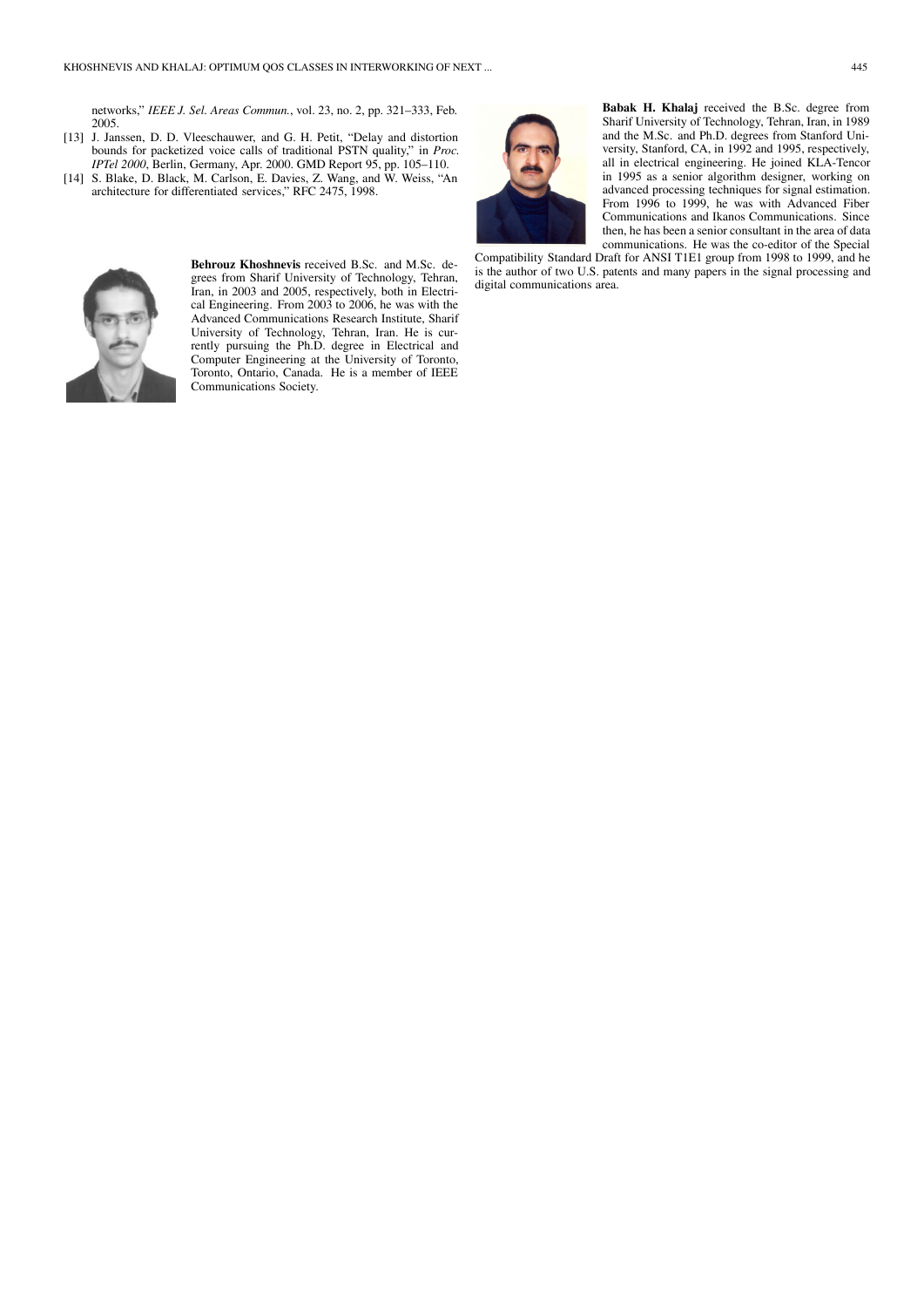networks," *IEEE J. Sel. Areas Commun.*, vol. 23, no. 2, pp. 321–333, Feb. 2005.

[13] J. Janssen, D. D. Vleeschauwer, and G. H. Petit, "Delay and distortion bounds for packetized voice calls of traditional PSTN quality," in *Proc. IPTel 2000*, Berlin, Germany, Apr. 2000. GMD Report 95, pp. 105–110.

[14] S. Blake, D. Black, M. Carlson, E. Davies, Z. Wang, and W. Weiss, "An architecture for differentiated services," RFC 2475, 1998.

**Behrouz Khoshnevis** received B.Sc. and M.Sc. degrees from Sharif University of Technology, Tehran, Iran, in 2003 and 2005, respectively, both in Electrical Engineering. From 2003 to 2006, he was with the Advanced Communications Research Institute, Sharif University of Technology, Tehran, Iran. He is currently pursuing the Ph.D. degree in Electrical and Computer Engineering at the University of Toronto, Toronto, Ontario, Canada. He is a member of IEEE Communications Society.

**Babak H. Khalaj** received the B.Sc. degree from Sharif University of Technology, Tehran, Iran, in 1989 and the M.Sc. and Ph.D. degrees from Stanford University, Stanford, CA, in 1992 and 1995, respectively, all in electrical engineering. He joined KLA-Tencor in 1995 as a senior algorithm designer, working on advanced processing techniques for signal estimation. From 1996 to 1999, he was with Advanced Fiber Communications and Ikanos Communications. Since then, he has been a senior consultant in the area of data communications. He was the co-editor of the Special Compatibility Standard Draft for ANSI T1E1 group from 1998 to 1999, and he is the author of two U.S. patents and many papers in the signal processing and digital communications area.